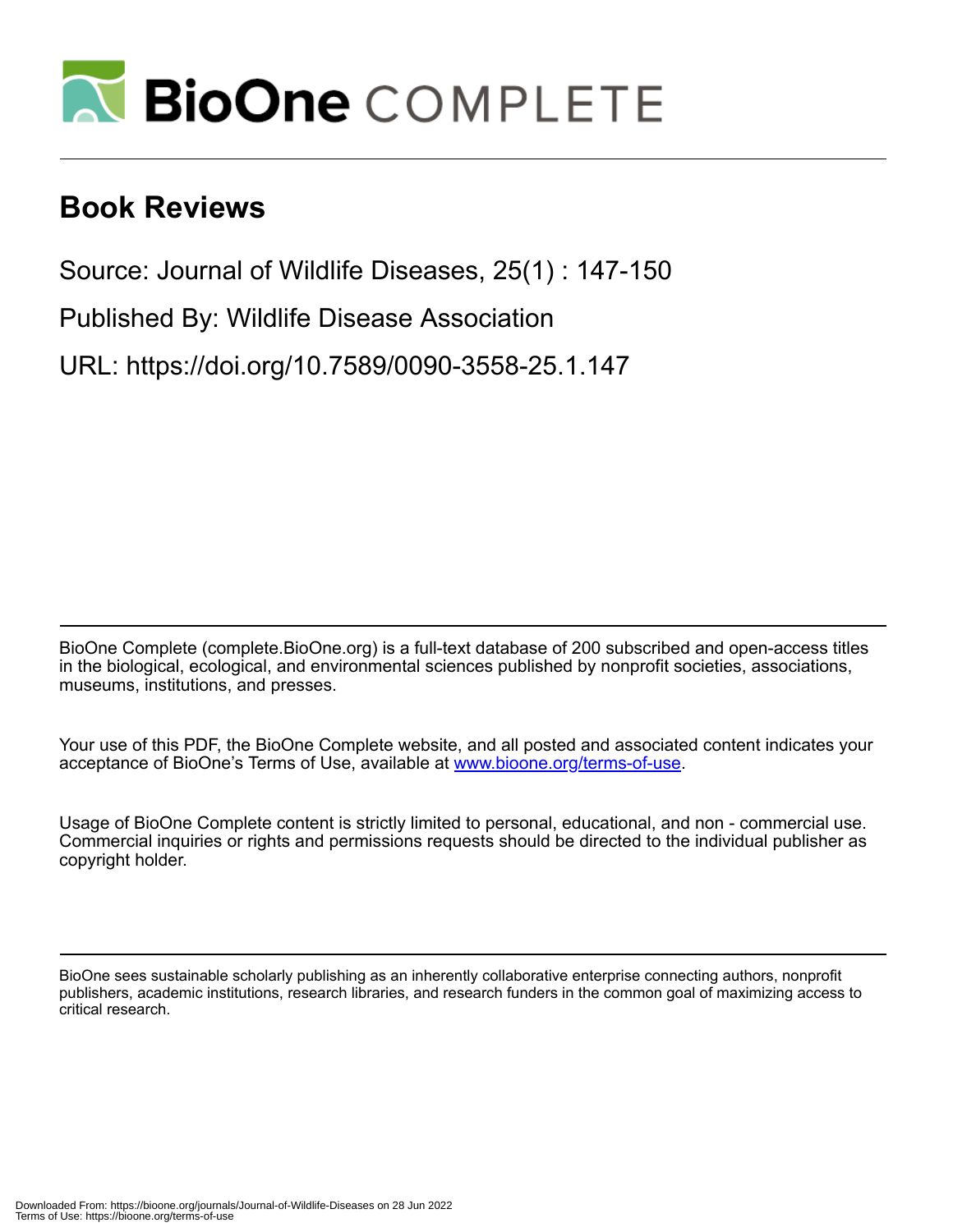# Book Reviews

Source: Journal of Wildlife Diseases, 25(1) : 147-150

Published By: Wildlife Disease Association

URL: https://doi.org/10.7589/0090-3558-25.1.147

BioOne Complete (complete.BioOne.org) is a full-text database of 200 subscribed and open-access titles in the biological, ecological, and environmental sciences published by nonprofit societies, associations, museums, institutions, and presses.

Your use of this PDF, the BioOne Complete website, and all posted and associated content indicates your acceptance of BioOne's Terms of Use, available at www.bioone.org/terms-of-use.

Usage of BioOne Complete content is strictly limited to personal, educational, and non - commercial use. Commercial inquiries or rights and permissions requests should be directed to the individual publisher as copyright holder.

BioOne sees sustainable scholarly publishing as an inherently collaborative enterprise connecting authors, nonprofit publishers, academic institutions, research libraries, and research funders in the common goal of maximizing access to critical research.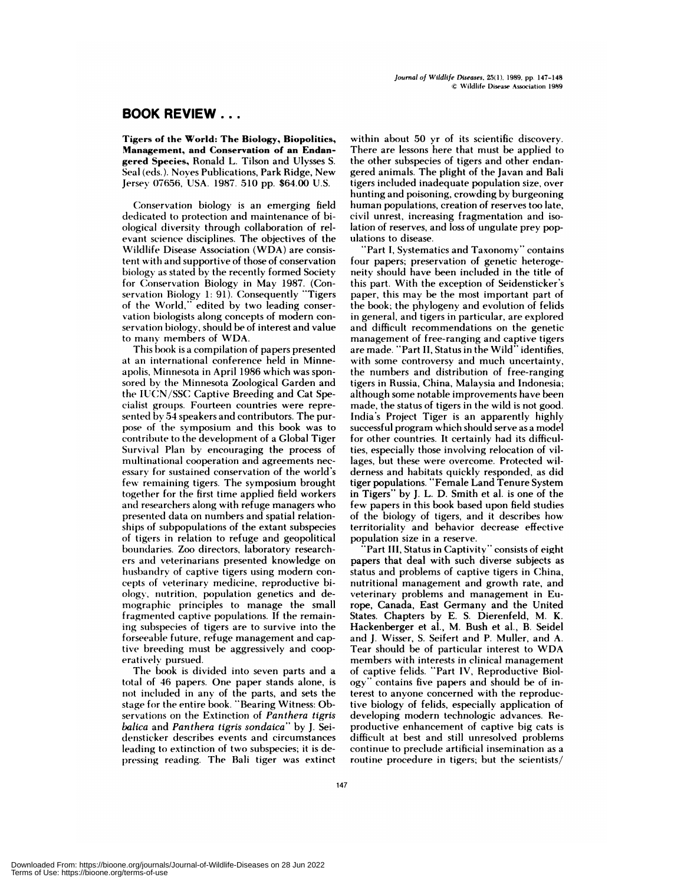## BOOK REVIEW . . .

**Tigers of the World: The Biology, Biopolitics, Management, and Conservation of an Endangered Species,** Ronald L. Tilson and Ulysses S. Seal (eds.). Noyes Publications, Park Ridge, New Jersey 07656, USA. 1987. 510 pp. $64.00 U.S.

Conservation biology is an emerging field dedicated to protection and maintenance of biological diversity through collaboration of relevant science disciplines. The objectives of the Wildlife Disease Association (WDA) are consistent with and supportive of those of conservation biology as stated by the recently formed Society for Conservation Biology in May 1987. (Conservation Biology 1: 91). Consequently "Tigers of the World," edited by two leading conservation biologists along concepts of modern conservation biology, should be of interest and value to many members of WDA.

This book is a compilation of papers presented at an international conference held in Minneapolis, Minnesota in April 1986 which was sponsored by the Minnesota Zoological Garden and the IUCN/SSC Captive Breeding and Cat Specialist groups. Fourteen countries were represented by 54 speakers and contributors. The purpose of the symposium and this book was to contribute to the development of a Global Tiger Survival Plan by encouraging the process of multinational cooperation and agreements necessary for sustained conservation of the world's few remaining tigers. The symposium brought together for the first time applied field workers and researchers along with refuge managers who presented data on numbers and spatial relationships of subpopulations of the extant subspecies of tigers in relation to refuge and geopolitical boundaries. Zoo directors, laboratory researchers and veterinarians presented knowledge on husbandry of captive tigers using modern concepts of veterinary medicine, reproductive biology, nutrition, population genetics and demographic principles to manage the small fragmented captive populations. If the remaining subspecies of tigers are to survive into the forseeable future, refuge management and captive breeding must be aggressively and cooperatively pursued.

The book is divided into seven parts and a total of 46 papers. One paper stands alone, is not included in any of the parts, and sets the stage for the entire book. "Bearing Witness: Observations on the Extinction of *Panthera tigris balica* and *Panthera tigris sondaica*" by J. Seidensticker describes events and circumstances leading to extinction of two subspecies; it is depressing reading. The Bali tiger was extinct within about 50 yr of its scientific discovery. There are lessons here that must be applied to the other subspecies of tigers and other endangered animals. The plight of the Javan and Bali tigers included inadequate population size, over hunting and poisoning, crowding by burgeoning human populations, creation of reserves too late, civil unrest, increasing fragmentation and isolation of reserves, and loss of ungulate prey populations to disease.

"Part I, Systematics and Taxonomy" contains four papers; preservation of genetic heterogeneity should have been included in the title of this part. With the exception of Seidensticker's paper, this may be the most important part of the book; the phylogeny and evolution of felids in general, and tigers in particular, are explored and difficult recommendations on the genetic management of free-ranging and captive tigers are made. "Part II, Status in the Wild" identifies, with some controversy and much uncertainty, the numbers and distribution of free-ranging tigers in Russia, China, Malaysia and Indonesia; although some notable improvements have been made, the status of tigers in the wild is not good. India's Project Tiger is an apparently highly successful program which should serve as a model for other countries. It certainly had its difficulties, especially those involving relocation of villages, but these were overcome. Protected wilderness and habitats quickly responded, as did tiger populations. "Female Land Tenure System in Tigers" by J. L. D. Smith et al. is one of the few papers in this book based upon field studies of the biology of tigers, and it describes how territoriality and behavior decrease effective population size in a reserve.

"Part III, Status in Captivity" consists of eight papers that deal with such diverse subjects as status and problems of captive tigers in China, nutritional management and growth rate, and veterinary problems and management in Europe, Canada, East Germany and the United States. Chapters by E. S. Dierenfeld, M. K. Hackenberger et al., M. Bush et al., B. Seidel and J. Wisser, S. Seifert and P. Muller, and A. Tear should be of particular interest to WDA members with interests in clinical management of captive felids. "Part IV, Reproductive Biology" contains five papers and should be of interest to anyone concerned with the reproductive biology of felids, especially application of developing modern technologic advances. Reproductive enhancement of captive big cats is difficult at best and still unresolved problems continue to preclude artificial insemination as a routine procedure in tigers; but the scientists/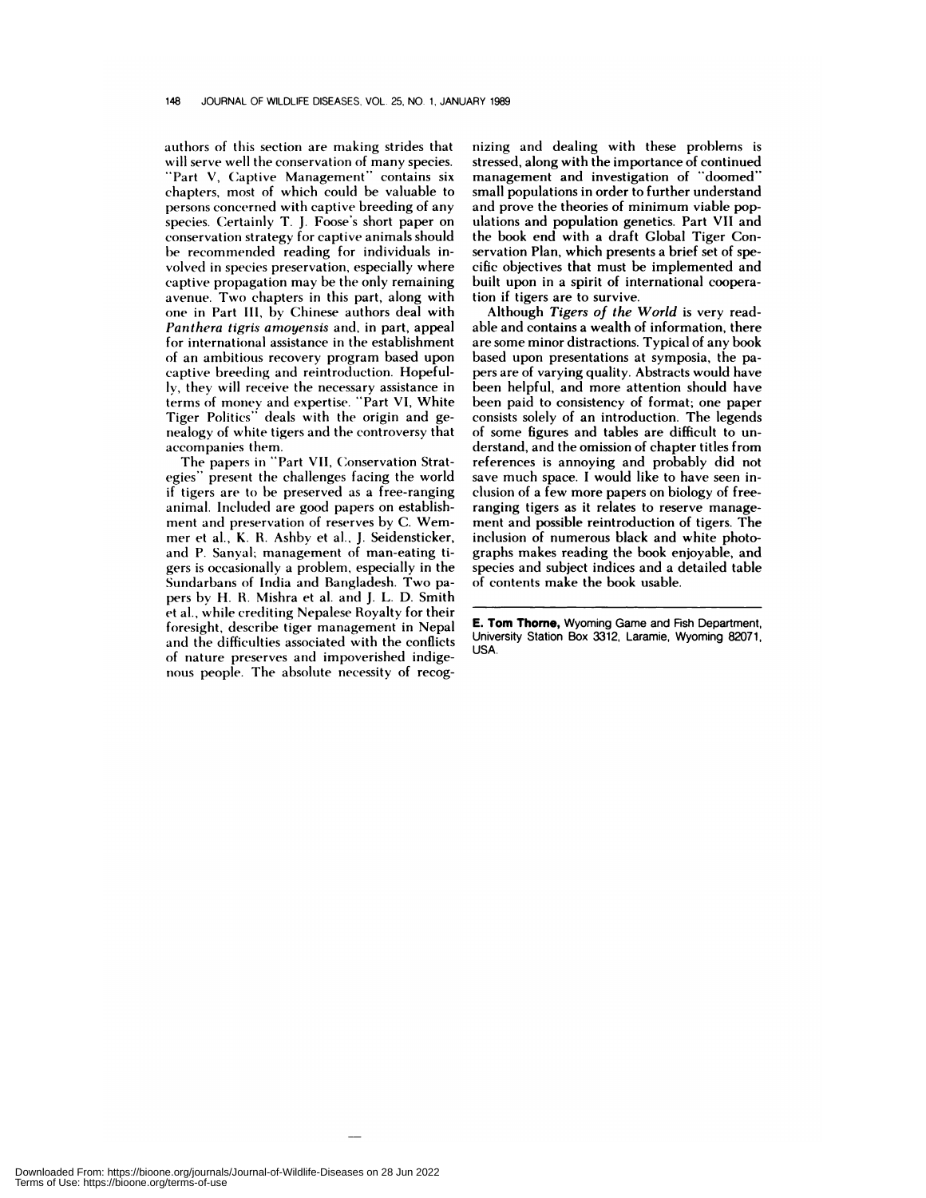authors of this section are making strides that will serve well the conservation of many species. "Part V, Captive Management" contains six chapters, most of which could be valuable to persons concerned with captive breeding of any species. Certainly T. J. Foose's short paper on conservation strategy for captive animals should be recommended reading for individuals involved in species preservation, especially where captive propagation may be the only remaining avenue. Two chapters in this part, along with one in Part III, by Chinese authors deal with *Panthera tigris amoyensis* and, in part, appeal for international assistance in the establishment of an ambitious recovery program based upon captive breeding and reintroduction. Hopefully, they will receive the necessary assistance in terms of money and expertise. "Part VI, White Tiger Politics" deals with the origin and genealogy of white tigers and the controversy that accompanies them.

The papers in "Part VII, Conservation Strategies" present the challenges facing the world if tigers are to be preserved as a free-ranging animal. Included are good papers on establishment and preservation of reserves by C. Wemmer et al., K. R. Ashby et al., J. Seidensticker, and P. Sanyal; management of man-eating tigers is occasionally a problem, especially in the Sundarbans of India and Bangladesh. Two papers by H. R. Mishra et al. and J. L. D. Smith et al., while crediting Nepalese Royalty for their foresight, describe tiger management in Nepal and the difficulties associated with the conflicts of nature preserves and impoverished indigenous people. The absolute necessity of recognizing and dealing with these problems is stressed, along with the importance of continued management and investigation of "doomed" small populations in order to further understand and prove the theories of minimum viable populations and population genetics. Part VII and the book end with a draft Global Tiger Conservation Plan, which presents a brief set of specific objectives that must be implemented and built upon in a spirit of international cooperation if tigers are to survive.

Although *Tigers of the World* is very readable and contains a wealth of information, there are some minor distractions. Typical of any book based upon presentations at symposia, the papers are of varying quality. Abstracts would have been helpful, and more attention should have been paid to consistency of format; one paper consists solely of an introduction. The legends of some figures and tables are difficult to understand, and the omission of chapter titles from references is annoying and probably did not save much space. I would like to have seen inclusion of a few more papers on biology of free-ranging tigers as it relates to reserve management and possible reintroduction of tigers. The inclusion of numerous black and white photographs makes reading the book enjoyable, and species and subject indices and a detailed table of contents make the book usable.

---

**E. Tom Thorne,** Wyoming Game and Fish Department, University Station Box 3312, Laramie, Wyoming 82071, USA.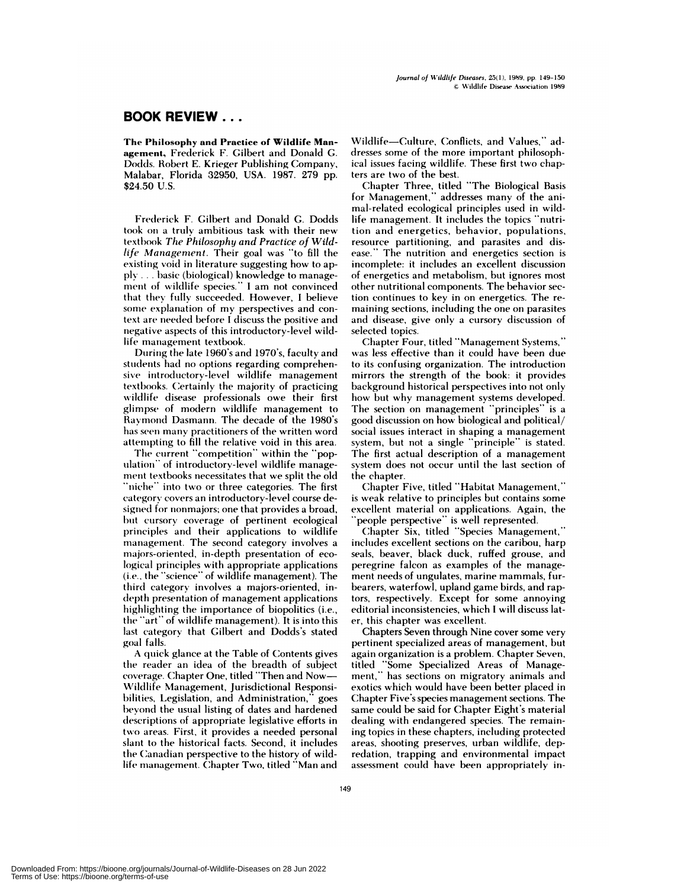## BOOK REVIEW . . .

**The Philosophy and Practice of Wildlife Management,** Frederick F. Gilbert and Donald G. Dodds. Robert E. Krieger Publishing Company, Malabar, Florida 32950, USA. 1987. 279 pp. $24.50 U.S.

Frederick F. Gilbert and Donald G. Dodds took on a truly ambitious task with their new textbook *The Philosophy and Practice of Wildlife Management*. Their goal was "to fill the existing void in literature suggesting how to apply . . . basic (biological) knowledge to management of wildlife species." I am not convinced that they fully succeeded. However, I believe some explanation of my perspectives and context are needed before I discuss the positive and negative aspects of this introductory-level wildlife management textbook.

During the late 1960's and 1970's, faculty and students had no options regarding comprehensive introductory-level wildlife management textbooks. Certainly the majority of practicing wildlife disease professionals owe their first glimpse of modern wildlife management to Raymond Dasmann. The decade of the 1980's has seen many practitioners of the written word attempting to fill the relative void in this area.

The current "competition" within the "population" of introductory-level wildlife management textbooks necessitates that we split the old "niche" into two or three categories. The first category covers an introductory-level course designed for nonmajors; one that provides a broad, but cursory coverage of pertinent ecological principles and their applications to wildlife management. The second category involves a majors-oriented, in-depth presentation of ecological principles with appropriate applications (i.e., the "science" of wildlife management). The third category involves a majors-oriented, in-depth presentation of management applications highlighting the importance of biopolitics (i.e., the "art" of wildlife management). It is into this last category that Gilbert and Dodds's stated goal falls.

A quick glance at the Table of Contents gives the reader an idea of the breadth of subject coverage. Chapter One, titled "Then and Now—Wildlife Management, Jurisdictional Responsibilities, Legislation, and Administration," goes beyond the usual listing of dates and hardened descriptions of appropriate legislative efforts in two areas. First, it provides a needed personal slant to the historical facts. Second, it includes the Canadian perspective to the history of wildlife management. Chapter Two, titled "Man and Wildlife—Culture, Conflicts, and Values," addresses some of the more important philosophical issues facing wildlife. These first two chapters are two of the best.

Chapter Three, titled "The Biological Basis for Management," addresses many of the animal-related ecological principles used in wildlife management. It includes the topics "nutrition and energetics, behavior, populations, resource partitioning, and parasites and disease." The nutrition and energetics section is incomplete: it includes an excellent discussion of energetics and metabolism, but ignores most other nutritional components. The behavior section continues to key in on energetics. The remaining sections, including the one on parasites and disease, give only a cursory discussion of selected topics.

Chapter Four, titled "Management Systems," was less effective than it could have been due to its confusing organization. The introduction mirrors the strength of the book: it provides background historical perspectives into not only how but why management systems developed. The section on management "principles" is a good discussion on how biological and political/social issues interact in shaping a management system, but not a single "principle" is stated. The first actual description of a management system does not occur until the last section of the chapter.

Chapter Five, titled "Habitat Management," is weak relative to principles but contains some excellent material on applications. Again, the "people perspective" is well represented.

Chapter Six, titled "Species Management," includes excellent sections on the caribou, harp seals, beaver, black duck, ruffed grouse, and peregrine falcon as examples of the management needs of ungulates, marine mammals, furbearers, waterfowl, upland game birds, and raptors, respectively. Except for some annoying editorial inconsistencies, which I will discuss later, this chapter was excellent.

Chapters Seven through Nine cover some very pertinent specialized areas of management, but again organization is a problem. Chapter Seven, titled "Some Specialized Areas of Management," has sections on migratory animals and exotics which would have been better placed in Chapter Five's species management sections. The same could be said for Chapter Eight's material dealing with endangered species. The remaining topics in these chapters, including protected areas, shooting preserves, urban wildlife, depredation, trapping and environmental impact assessment could have been appropriately in-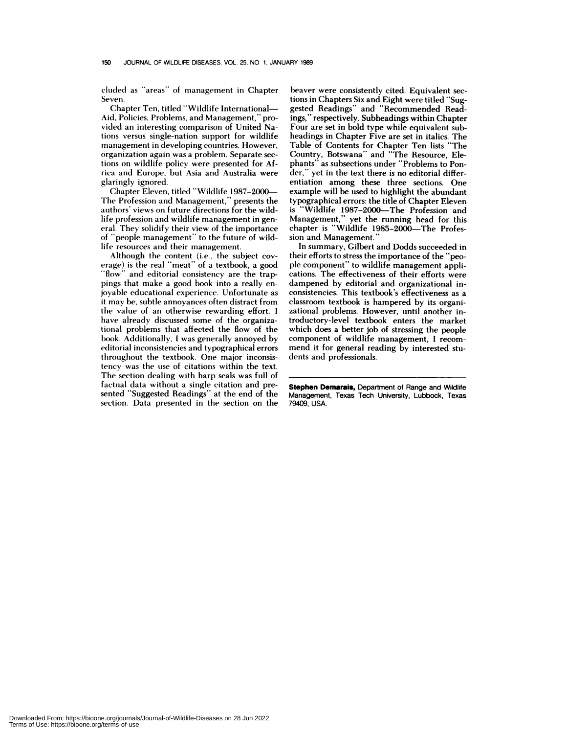cluded as "areas" of management in Chapter Seven.

Chapter Ten, titled "Wildlife International—Aid, Policies, Problems, and Management," provided an interesting comparison of United Nations versus single-nation support for wildlife management in developing countries. However, organization again was a problem. Separate sections on wildlife policy were presented for Africa and Europe, but Asia and Australia were glaringly ignored.

Chapter Eleven, titled "Wildlife 1987–2000—The Profession and Management," presents the authors' views on future directions for the wildlife profession and wildlife management in general. They solidify their view of the importance of "people management" to the future of wildlife resources and their management.

Although the content (i.e., the subject coverage) is the real "meat" of a textbook, a good "flow" and editorial consistency are the trappings that make a good book into a really enjoyable educational experience. Unfortunate as it may be, subtle annoyances often distract from the value of an otherwise rewarding effort. I have already discussed some of the organizational problems that affected the flow of the book. Additionally, I was generally annoyed by editorial inconsistencies and typographical errors throughout the textbook. One major inconsistency was the use of citations within the text. The section dealing with harp seals was full of factual data without a single citation and presented "Suggested Readings" at the end of the section. Data presented in the section on the beaver were consistently cited. Equivalent sections in Chapters Six and Eight were titled "Suggested Readings" and "Recommended Readings," respectively. Subheadings within Chapter Four are set in bold type while equivalent subheadings in Chapter Five are set in italics. The Table of Contents for Chapter Ten lists "The Country, Botswana" and "The Resource, Elephants" as subsections under "Problems to Ponder," yet in the text there is no editorial differentiation among these three sections. One example will be used to highlight the abundant typographical errors: the title of Chapter Eleven is "Wildlife 1987–2000—The Profession and Management," yet the running head for this chapter is "Wildlife 1985–2000—The Profession and Management."

In summary, Gilbert and Dodds succeeded in their efforts to stress the importance of the "people component" to wildlife management applications. The effectiveness of their efforts were dampened by editorial and organizational inconsistencies. This textbook's effectiveness as a classroom textbook is hampered by its organizational problems. However, until another introductory-level textbook enters the market which does a better job of stressing the people component of wildlife management, I recommend it for general reading by interested students and professionals.

---

**Stephen Demarais,** Department of Range and Wildlife Management, Texas Tech University, Lubbock, Texas 79409, USA.